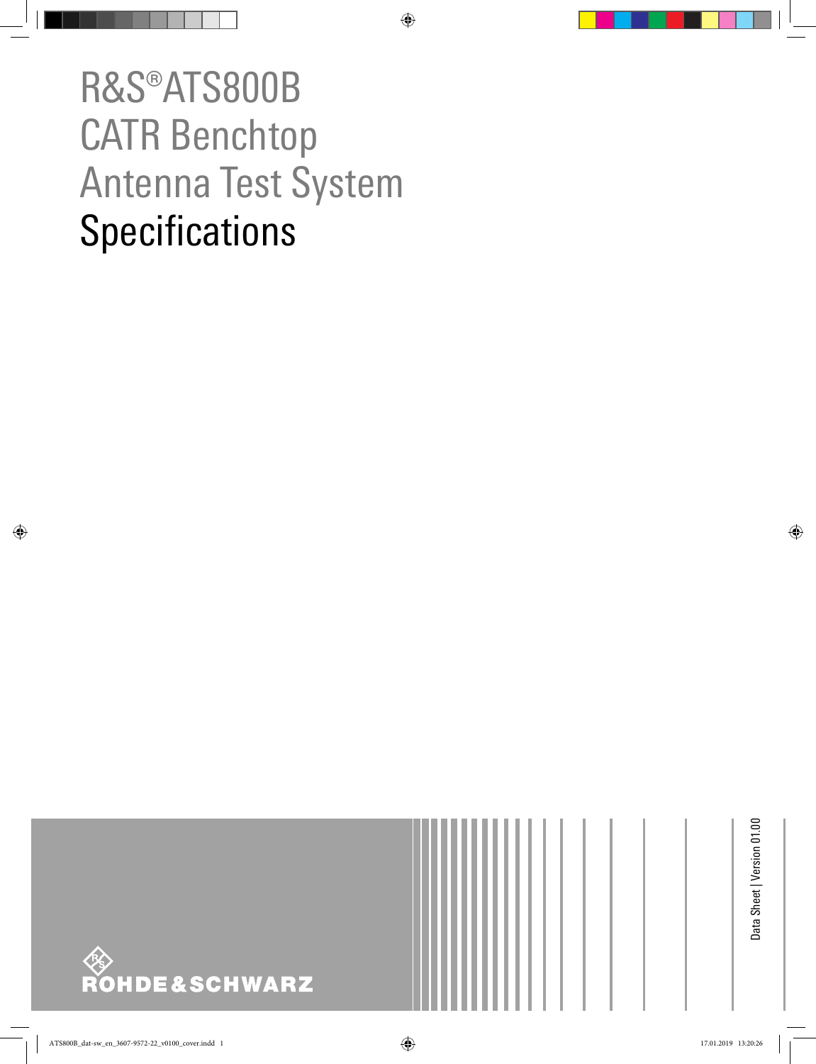# R&S®ATS800B CATR Benchtop Antenna Test System Specifications

ROHDE&SCHWARZ

Data Sheet | Version 01.00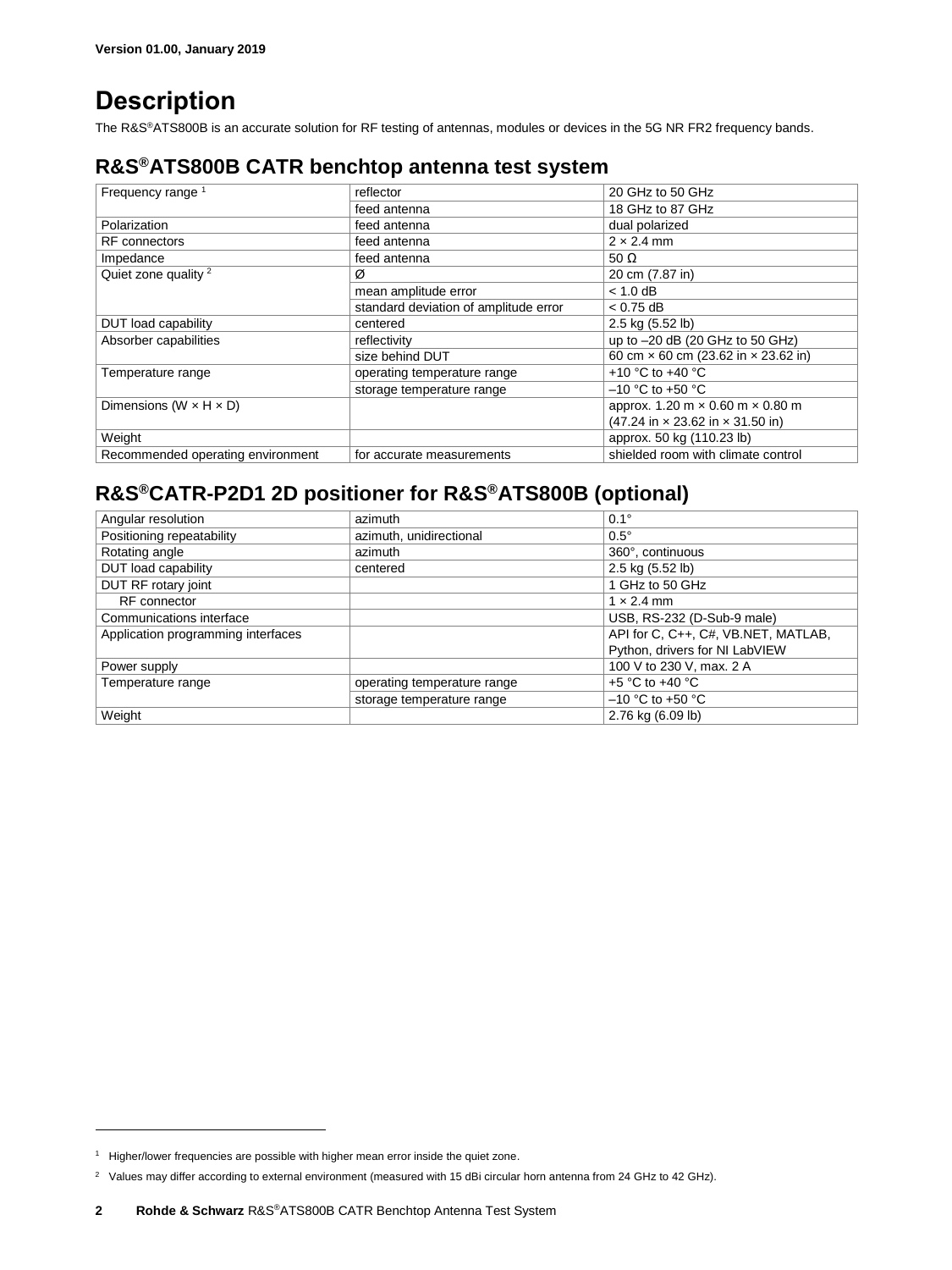Version 01.00, January 2019

# Description

The R&S®ATS800B is an accurate solution for RF testing of antennas, modules or devices in the 5G NR FR2 frequency bands.

## R&S®ATS800B CATR benchtop antenna test system

| | | |
|---|---|---|
| Frequency range [1] | reflector | 20 GHz to 50 GHz |
| | feed antenna | 18 GHz to 87 GHz |
| Polarization | feed antenna | dual polarized |
| RF connectors | feed antenna | 2 × 2.4 mm |
| Impedance | feed antenna | 50 Ω |
| Quiet zone quality [2] | Ø | 20 cm (7.87 in) |
| | mean amplitude error | < 1.0 dB |
| | standard deviation of amplitude error | < 0.75 dB |
| DUT load capability | centered | 2.5 kg (5.52 lb) |
| Absorber capabilities | reflectivity | up to –20 dB (20 GHz to 50 GHz) |
| | size behind DUT | 60 cm × 60 cm (23.62 in × 23.62 in) |
| Temperature range | operating temperature range | +10 °C to +40 °C |
| | storage temperature range | –10 °C to +50 °C |
| Dimensions (W × H × D) | | approx. 1.20 m × 0.60 m × 0.80 m (47.24 in × 23.62 in × 31.50 in) |
| Weight | | approx. 50 kg (110.23 lb) |
| Recommended operating environment | for accurate measurements | shielded room with climate control |

## R&S®CATR-P2D1 2D positioner for R&S®ATS800B (optional)

| | | |
|---|---|---|
| Angular resolution | azimuth | 0.1° |
| Positioning repeatability | azimuth, unidirectional | 0.5° |
| Rotating angle | azimuth | 360°, continuous |
| DUT load capability | centered | 2.5 kg (5.52 lb) |
| DUT RF rotary joint | | 1 GHz to 50 GHz |
| RF connector | | 1 × 2.4 mm |
| Communications interface | | USB, RS-232 (D-Sub-9 male) |
| Application programming interfaces | | API for C, C++, C#, VB.NET, MATLAB, Python, drivers for NI LabVIEW |
| Power supply | | 100 V to 230 V, max. 2 A |
| Temperature range | operating temperature range | +5 °C to +40 °C |
| | storage temperature range | –10 °C to +50 °C |
| Weight | | 2.76 kg (6.09 lb) |

[1] Higher/lower frequencies are possible with higher mean error inside the quiet zone.

[2] Values may differ according to external environment (measured with 15 dBi circular horn antenna from 24 GHz to 42 GHz).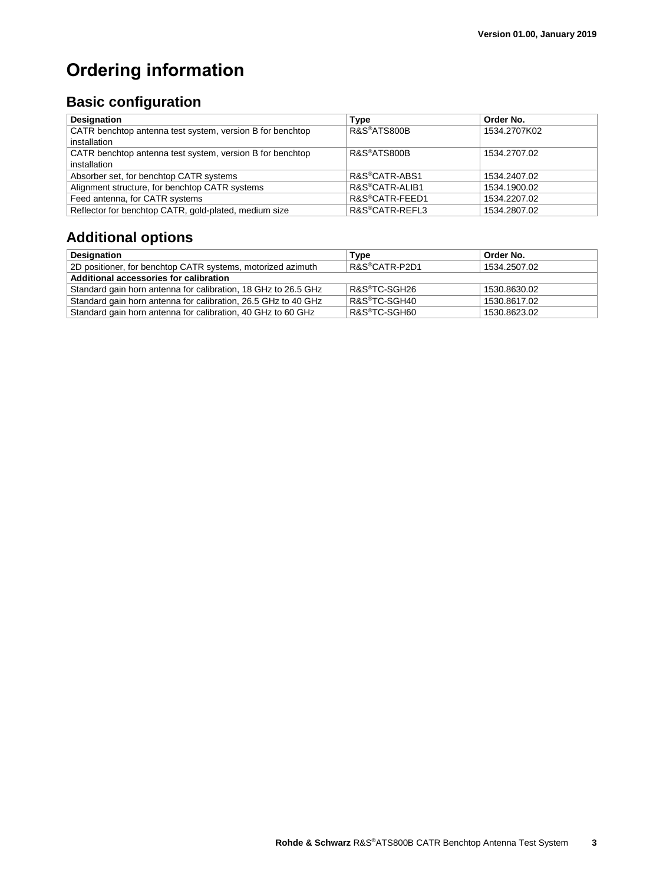# Ordering information

## Basic configuration

| Designation | Type | Order No. |
|---|---|---|
| CATR benchtop antenna test system, version B for benchtop installation | R&S®ATS800B | 1534.2707K02 |
| CATR benchtop antenna test system, version B for benchtop installation | R&S®ATS800B | 1534.2707.02 |
| Absorber set, for benchtop CATR systems | R&S®CATR-ABS1 | 1534.2407.02 |
| Alignment structure, for benchtop CATR systems | R&S®CATR-ALIB1 | 1534.1900.02 |
| Feed antenna, for CATR systems | R&S®CATR-FEED1 | 1534.2207.02 |
| Reflector for benchtop CATR, gold-plated, medium size | R&S®CATR-REFL3 | 1534.2807.02 |

## Additional options

| Designation | Type | Order No. |
|---|---|---|
| 2D positioner, for benchtop CATR systems, motorized azimuth | R&S®CATR-P2D1 | 1534.2507.02 |
| **Additional accessories for calibration** | | |
| Standard gain horn antenna for calibration, 18 GHz to 26.5 GHz | R&S®TC-SGH26 | 1530.8630.02 |
| Standard gain horn antenna for calibration, 26.5 GHz to 40 GHz | R&S®TC-SGH40 | 1530.8617.02 |
| Standard gain horn antenna for calibration, 40 GHz to 60 GHz | R&S®TC-SGH60 | 1530.8623.02 |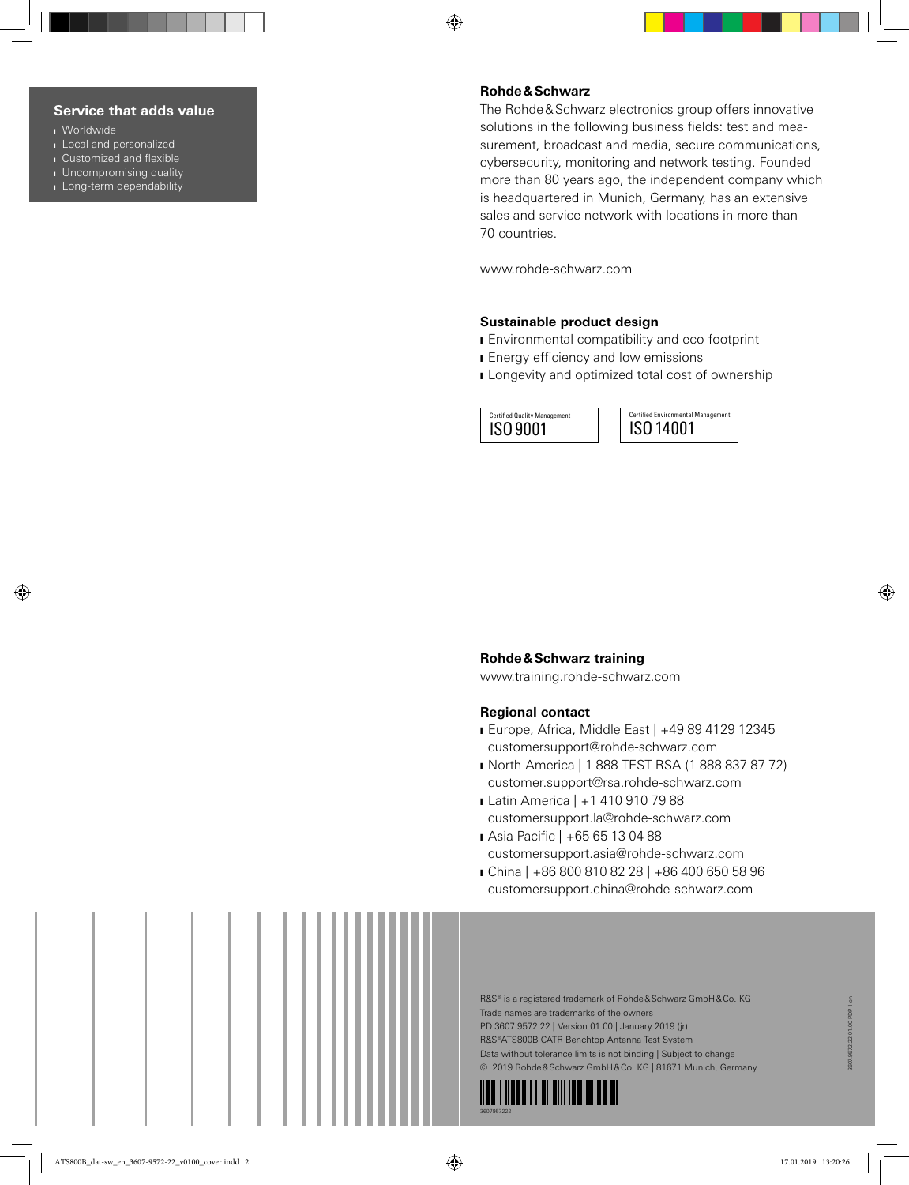## Service that adds value

- Worldwide
- Local and personalized
- Customized and flexible
- Uncompromising quality
- Long-term dependability

## Rohde & Schwarz

The Rohde & Schwarz electronics group offers innovative solutions in the following business fields: test and measurement, broadcast and media, secure communications, cybersecurity, monitoring and network testing. Founded more than 80 years ago, the independent company which is headquartered in Munich, Germany, has an extensive sales and service network with locations in more than 70 countries.

www.rohde-schwarz.com

## Sustainable product design

- Environmental compatibility and eco-footprint
- Energy efficiency and low emissions
- Longevity and optimized total cost of ownership

Certified Quality Management
ISO 9001

Certified Environmental Management
ISO 14001

## Rohde & Schwarz training

www.training.rohde-schwarz.com

## Regional contact

- Europe, Africa, Middle East | +49 89 4129 12345
  customersupport@rohde-schwarz.com
- North America | 1 888 TEST RSA (1 888 837 87 72)
  customer.support@rsa.rohde-schwarz.com
- Latin America | +1 410 910 79 88
  customersupport.la@rohde-schwarz.com
- Asia Pacific | +65 65 13 04 88
  customersupport.asia@rohde-schwarz.com
- China | +86 800 810 82 28 | +86 400 650 58 96
  customersupport.china@rohde-schwarz.com

R&S® is a registered trademark of Rohde & Schwarz GmbH & Co. KG
Trade names are trademarks of the owners
PD 3607.9572.22 | Version 01.00 | January 2019 (jr)
R&S®ATS800B CATR Benchtop Antenna Test System
Data without tolerance limits is not binding | Subject to change
© 2019 Rohde & Schwarz GmbH & Co. KG | 81671 Munich, Germany

3607957222

3607.9572.22 01.00 PDP 1 en